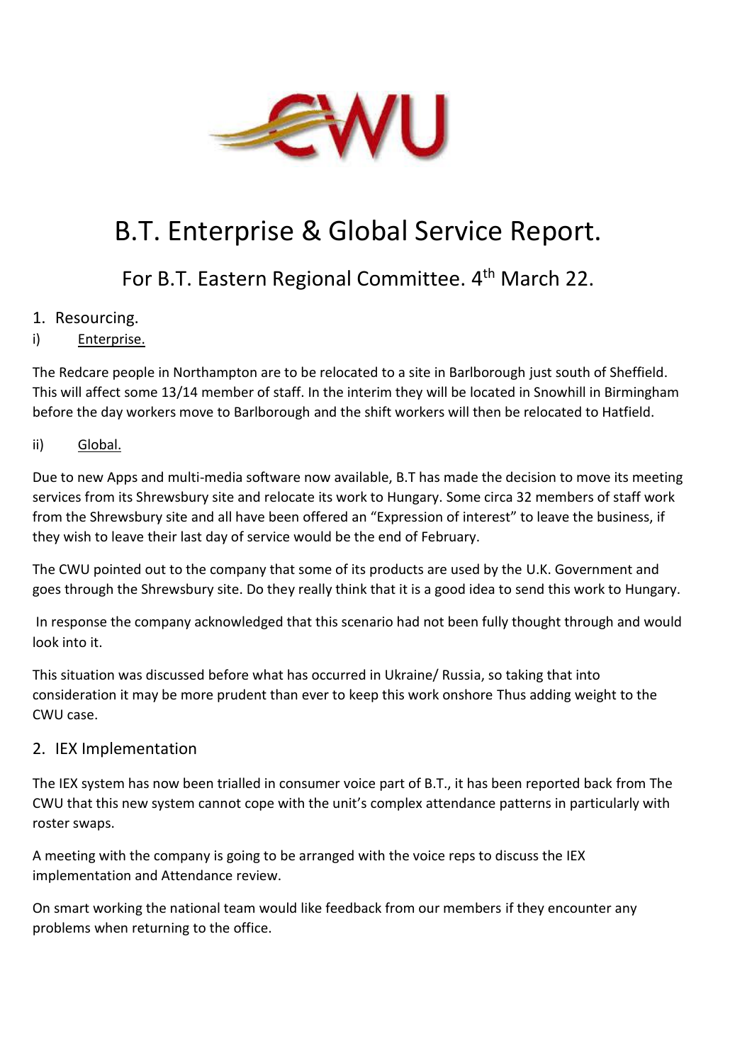# B.T. Enterprise & Global Service Report.

## For B.T. Eastern Regional Committee. 4th March 22.

1. Resourcing.

i) Enterprise.

The Redcare people in Northampton are to be relocated to a site in Barlborough just south of Sheffield. This will affect some 13/14 member of staff. In the interim they will be located in Snowhill in Birmingham before the day workers move to Barlborough and the shift workers will then be relocated to Hatfield.

ii) Global.

Due to new Apps and multi-media software now available, B.T has made the decision to move its meeting services from its Shrewsbury site and relocate its work to Hungary. Some circa 32 members of staff work from the Shrewsbury site and all have been offered an "Expression of interest" to leave the business, if they wish to leave their last day of service would be the end of February.

The CWU pointed out to the company that some of its products are used by the U.K. Government and goes through the Shrewsbury site. Do they really think that it is a good idea to send this work to Hungary.

In response the company acknowledged that this scenario had not been fully thought through and would look into it.

This situation was discussed before what has occurred in Ukraine/ Russia, so taking that into consideration it may be more prudent than ever to keep this work onshore Thus adding weight to the CWU case.

2. IEX Implementation

The IEX system has now been trialled in consumer voice part of B.T., it has been reported back from The CWU that this new system cannot cope with the unit's complex attendance patterns in particularly with roster swaps.

A meeting with the company is going to be arranged with the voice reps to discuss the IEX implementation and Attendance review.

On smart working the national team would like feedback from our members if they encounter any problems when returning to the office.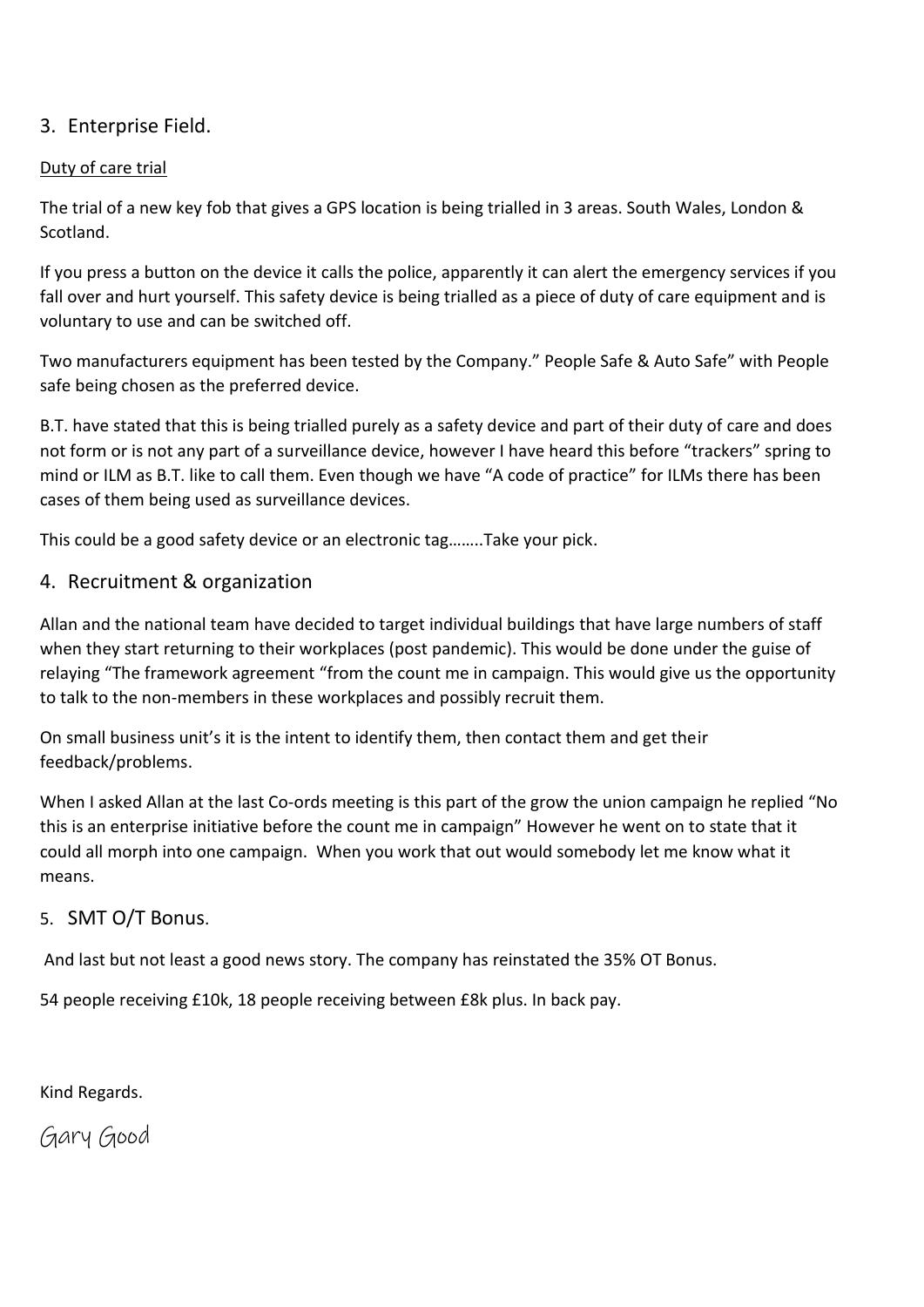## 3. Enterprise Field.

<u>Duty of care trial</u>

The trial of a new key fob that gives a GPS location is being trialled in 3 areas. South Wales, London & Scotland.

If you press a button on the device it calls the police, apparently it can alert the emergency services if you fall over and hurt yourself. This safety device is being trialled as a piece of duty of care equipment and is voluntary to use and can be switched off.

Two manufacturers equipment has been tested by the Company." People Safe & Auto Safe" with People safe being chosen as the preferred device.

B.T. have stated that this is being trialled purely as a safety device and part of their duty of care and does not form or is not any part of a surveillance device, however I have heard this before "trackers" spring to mind or ILM as B.T. like to call them. Even though we have "A code of practice" for ILMs there has been cases of them being used as surveillance devices.

This could be a good safety device or an electronic tag……..Take your pick.

## 4. Recruitment & organization

Allan and the national team have decided to target individual buildings that have large numbers of staff when they start returning to their workplaces (post pandemic). This would be done under the guise of relaying "The framework agreement "from the count me in campaign. This would give us the opportunity to talk to the non-members in these workplaces and possibly recruit them.

On small business unit's it is the intent to identify them, then contact them and get their feedback/problems.

When I asked Allan at the last Co-ords meeting is this part of the grow the union campaign he replied "No this is an enterprise initiative before the count me in campaign" However he went on to state that it could all morph into one campaign. When you work that out would somebody let me know what it means.

## 5. SMT O/T Bonus.

And last but not least a good news story. The company has reinstated the 35% OT Bonus.

54 people receiving £10k, 18 people receiving between £8k plus. In back pay.

Kind Regards.

Gary Good